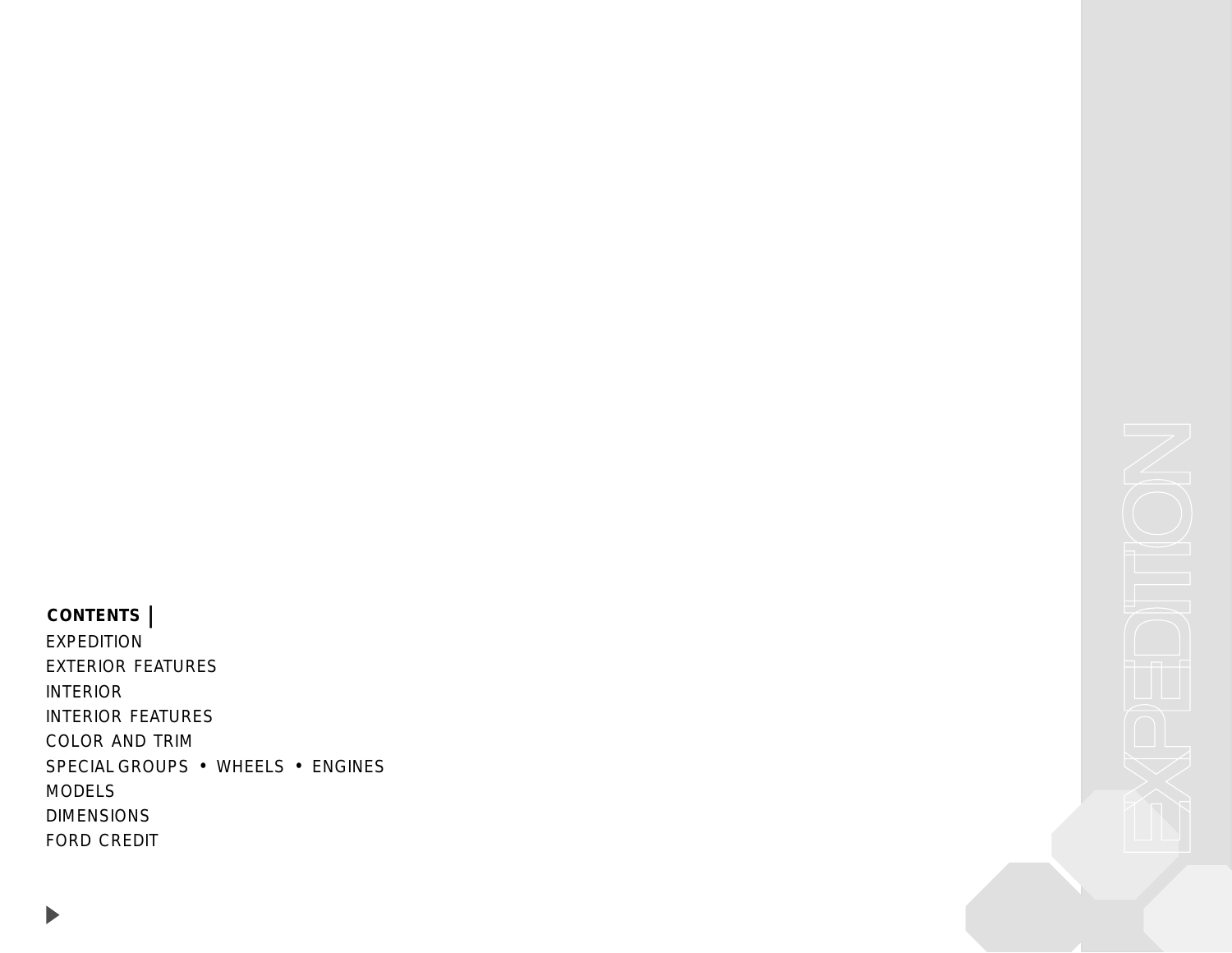# EXPEDITION

**CONTENTS |**

EXPEDITION
EXTERIOR FEATURES
INTERIOR
INTERIOR FEATURES
COLOR AND TRIM
SPECIAL GROUPS • WHEELS • ENGINES
MODELS
DIMENSIONS
FORD CREDIT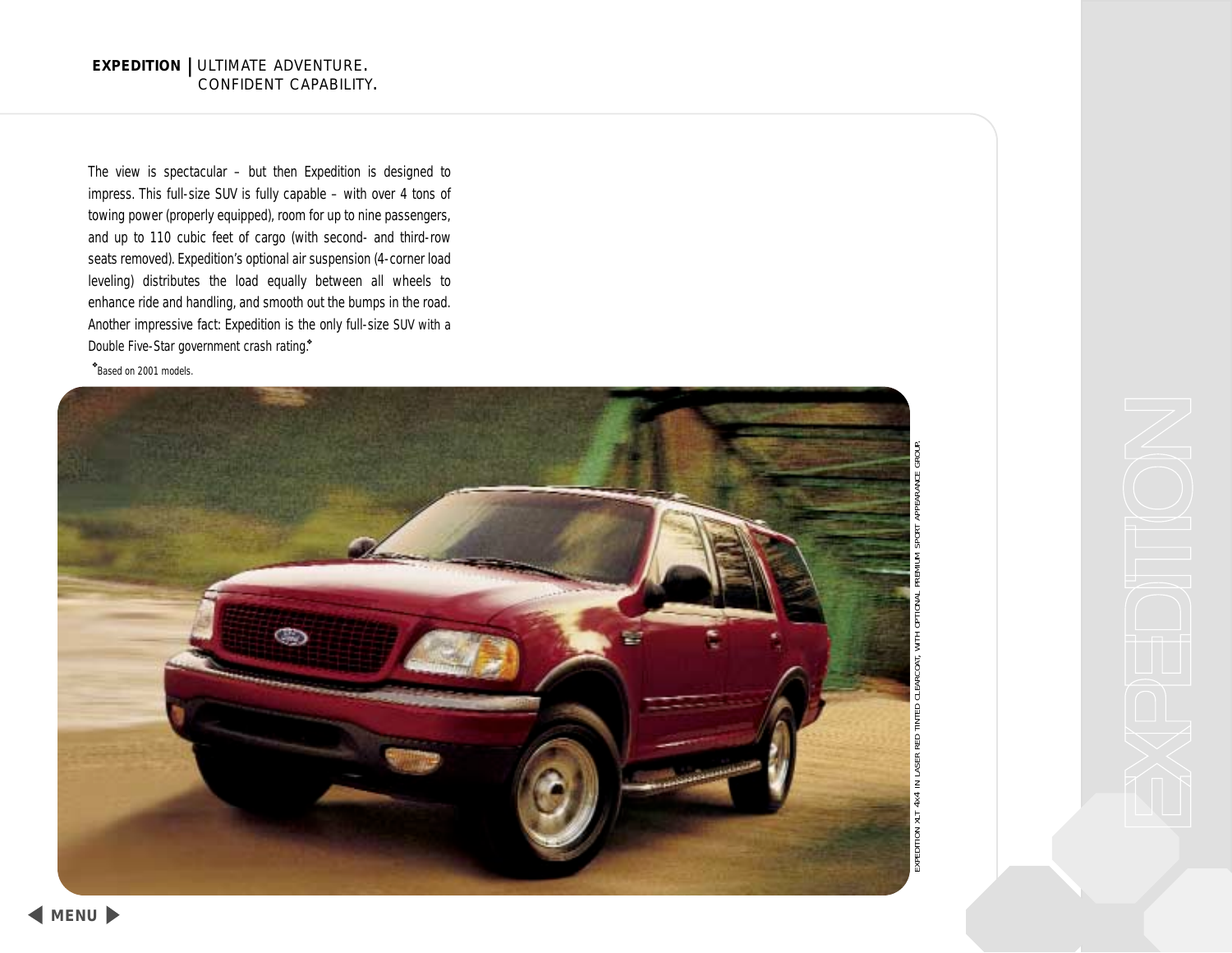**EXPEDITION** | ULTIMATE ADVENTURE. CONFIDENT CAPABILITY.

The view is spectacular – but then Expedition is designed to impress. This full-size SUV is fully capable – with over 4 tons of towing power (properly equipped), room for up to nine passengers, and up to 110 cubic feet of cargo (with second- and third-row seats removed). Expedition's optional air suspension (4-corner load leveling) distributes the load equally between all wheels to enhance ride and handling, and smooth out the bumps in the road. Another impressive fact: Expedition is the only full-size SUV with a Double Five-Star government crash rating.❖

❖Based on 2001 models.

EXPEDITION XLT 4x4 IN LASER RED TINTED CLEARCOAT, WITH OPTIONAL PREMIUM SPORT APPEARANCE GROUP.

EXPEDITION

MENU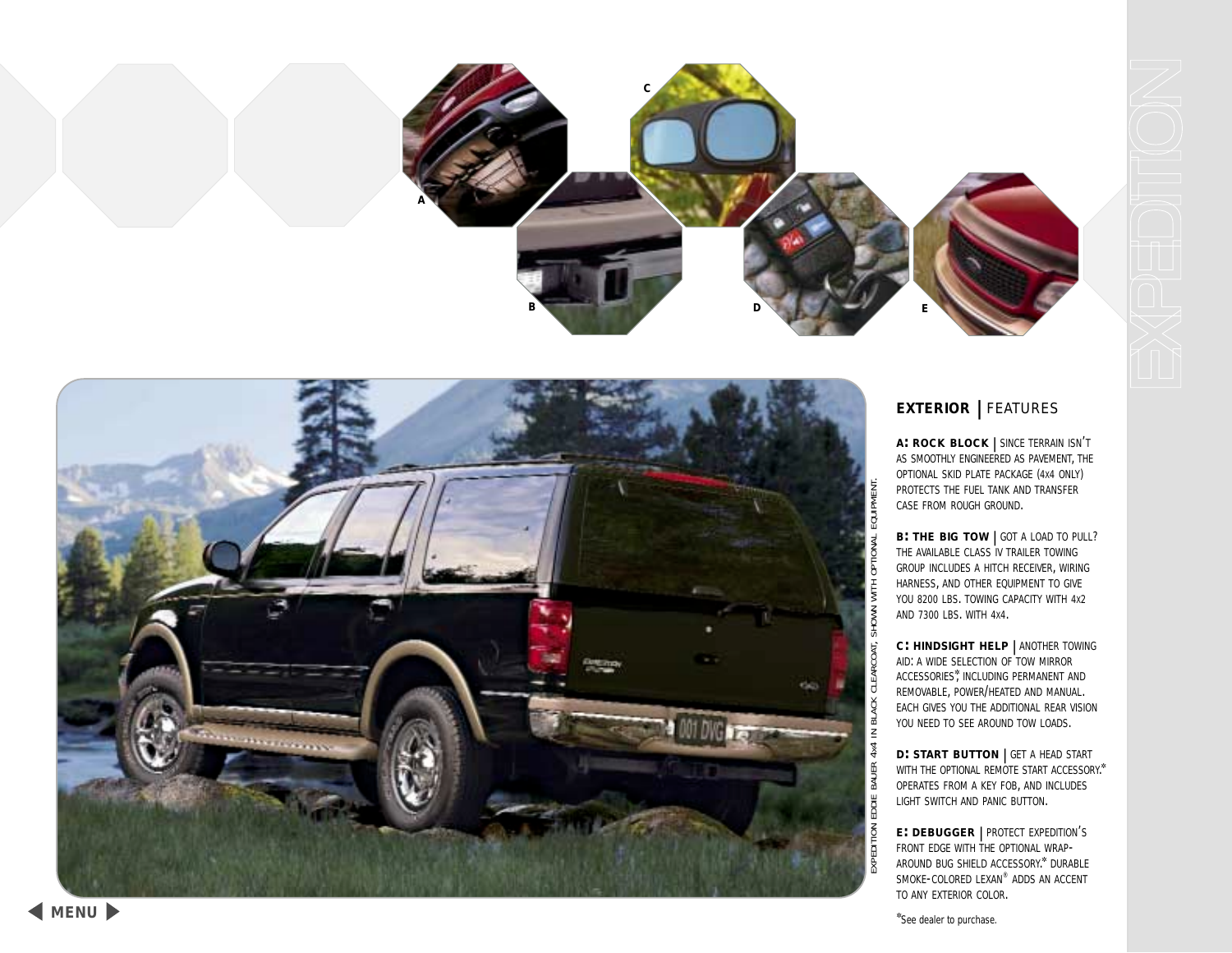## EXTERIOR | FEATURES

**A: ROCK BLOCK** | SINCE TERRAIN ISN'T AS SMOOTHLY ENGINEERED AS PAVEMENT, THE OPTIONAL SKID PLATE PACKAGE (4x4 ONLY) PROTECTS THE FUEL TANK AND TRANSFER CASE FROM ROUGH GROUND.

**B: THE BIG TOW** | GOT A LOAD TO PULL? THE AVAILABLE CLASS IV TRAILER TOWING GROUP INCLUDES A HITCH RECEIVER, WIRING HARNESS, AND OTHER EQUIPMENT TO GIVE YOU 8200 LBS. TOWING CAPACITY WITH 4x2 AND 7300 LBS. WITH 4x4.

**C: HINDSIGHT HELP** | ANOTHER TOWING AID: A WIDE SELECTION OF TOW MIRROR ACCESSORIES*, INCLUDING PERMANENT AND REMOVABLE, POWER/HEATED AND MANUAL. EACH GIVES YOU THE ADDITIONAL REAR VISION YOU NEED TO SEE AROUND TOW LOADS.

**D: START BUTTON** | GET A HEAD START WITH THE OPTIONAL REMOTE START ACCESSORY.* OPERATES FROM A KEY FOB, AND INCLUDES LIGHT SWITCH AND PANIC BUTTON.

**E: DEBUGGER** | PROTECT EXPEDITION'S FRONT EDGE WITH THE OPTIONAL WRAP-AROUND BUG SHIELD ACCESSORY.* DURABLE SMOKE-COLORED LEXAN® ADDS AN ACCENT TO ANY EXTERIOR COLOR.

*See dealer to purchase.

EXPEDITION EDDIE BAUER 4x4 IN BLACK CLEARCOAT, SHOWN WITH OPTIONAL EQUIPMENT.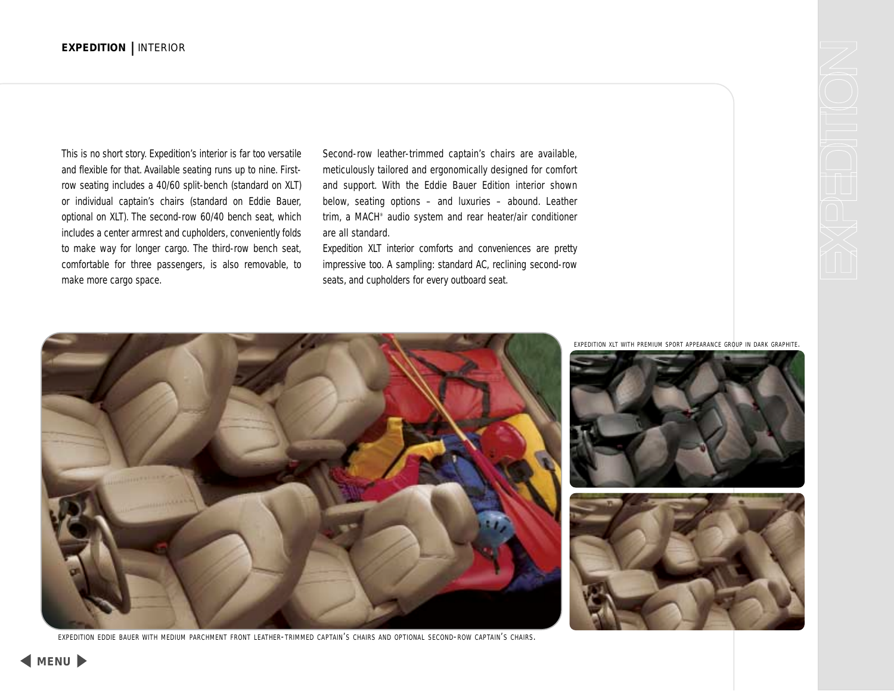This is no short story. Expedition's interior is far too versatile and flexible for that. Available seating runs up to nine. First-row seating includes a 40/60 split-bench (standard on XLT) or individual captain's chairs (standard on Eddie Bauer, optional on XLT). The second-row 60/40 bench seat, which includes a center armrest and cupholders, conveniently folds to make way for longer cargo. The third-row bench seat, comfortable for three passengers, is also removable, to make more cargo space.

Second-row leather-trimmed captain's chairs are available, meticulously tailored and ergonomically designed for comfort and support. With the Eddie Bauer Edition interior shown below, seating options – and luxuries – abound. Leather trim, a MACH® audio system and rear heater/air conditioner are all standard.

Expedition XLT interior comforts and conveniences are pretty impressive too. A sampling: standard AC, reclining second-row seats, and cupholders for every outboard seat.

EXPEDITION XLT WITH PREMIUM SPORT APPEARANCE GROUP IN DARK GRAPHITE.

EXPEDITION EDDIE BAUER WITH MEDIUM PARCHMENT FRONT LEATHER-TRIMMED CAPTAIN'S CHAIRS AND OPTIONAL SECOND-ROW CAPTAIN'S CHAIRS.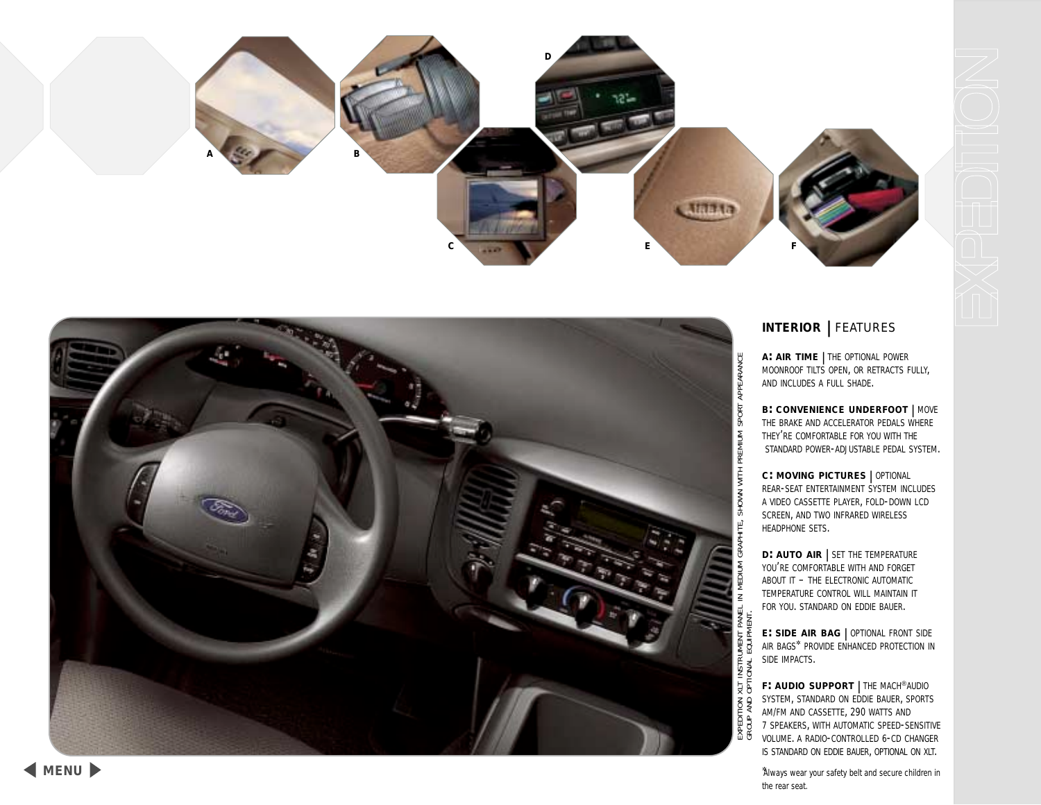## INTERIOR | FEATURES

**A: AIR TIME** | THE OPTIONAL POWER MOONROOF TILTS OPEN, OR RETRACTS FULLY, AND INCLUDES A FULL SHADE.

**B: CONVENIENCE UNDERFOOT** | MOVE THE BRAKE AND ACCELERATOR PEDALS WHERE THEY'RE COMFORTABLE FOR YOU WITH THE STANDARD POWER-ADJUSTABLE PEDAL SYSTEM.

**C: MOVING PICTURES** | OPTIONAL REAR-SEAT ENTERTAINMENT SYSTEM INCLUDES A VIDEO CASSETTE PLAYER, FOLD-DOWN LCD SCREEN, AND TWO INFRARED WIRELESS HEADPHONE SETS.

**D: AUTO AIR** | SET THE TEMPERATURE YOU'RE COMFORTABLE WITH AND FORGET ABOUT IT – THE ELECTRONIC AUTOMATIC TEMPERATURE CONTROL WILL MAINTAIN IT FOR YOU. STANDARD ON EDDIE BAUER.

**E: SIDE AIR BAG** | OPTIONAL FRONT SIDE AIR BAGS* PROVIDE ENHANCED PROTECTION IN SIDE IMPACTS.

**F: AUDIO SUPPORT** | THE MACH® AUDIO SYSTEM, STANDARD ON EDDIE BAUER, SPORTS AM/FM AND CASSETTE, 290 WATTS AND 7 SPEAKERS, WITH AUTOMATIC SPEED-SENSITIVE VOLUME. A RADIO-CONTROLLED 6-CD CHANGER IS STANDARD ON EDDIE BAUER, OPTIONAL ON XLT.

*Always wear your safety belt and secure children in the rear seat.

EXPEDITION XLT INSTRUMENT PANEL IN MEDIUM GRAPHITE, SHOWN WITH PREMIUM SPORT APPEARANCE GROUP AND OPTIONAL EQUIPMENT.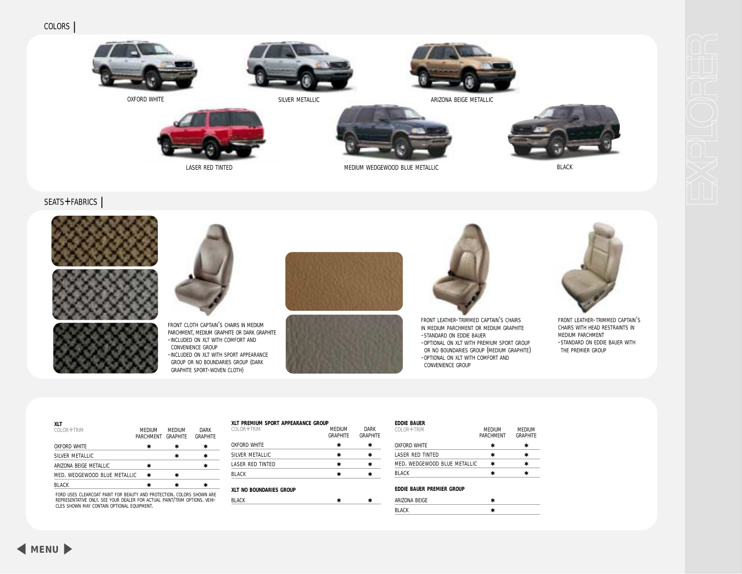## COLORS

OXFORD WHITE

SILVER METALLIC

ARIZONA BEIGE METALLIC

LASER RED TINTED

MEDIUM WEDGEWOOD BLUE METALLIC

BLACK

## SEATS+FABRICS

FRONT CLOTH CAPTAIN'S CHAIRS IN MEDIUM PARCHMENT, MEDIUM GRAPHITE OR DARK GRAPHITE
- INCLUDED ON XLT WITH COMFORT AND CONVENIENCE GROUP
- INCLUDED ON XLT WITH SPORT APPEARANCE GROUP OR NO BOUNDARIES GROUP (DARK GRAPHITE SPORT-WOVEN CLOTH)

FRONT LEATHER-TRIMMED CAPTAIN'S CHAIRS IN MEDIUM PARCHMENT OR MEDIUM GRAPHITE
- STANDARD ON EDDIE BAUER
- OPTIONAL ON XLT WITH PREMIUM SPORT GROUP OR NO BOUNDARIES GROUP (MEDIUM GRAPHITE)
- OPTIONAL ON XLT WITH COMFORT AND CONVENIENCE GROUP

FRONT LEATHER-TRIMMED CAPTAIN'S CHAIRS WITH HEAD RESTRAINTS IN MEDIUM PARCHMENT
- STANDARD ON EDDIE BAUER WITH THE PREMIER GROUP

**XLT**

| COLOR+TRIM | MEDIUM PARCHMENT | MEDIUM GRAPHITE | DARK GRAPHITE |
|---|---|---|---|
| OXFORD WHITE | * | * | * |
| SILVER METALLIC | | * | * |
| ARIZONA BEIGE METALLIC | * | | * |
| MED. WEDGEWOOD BLUE METALLIC | * | * | |
| BLACK | * | * | * |

FORD USES CLEARCOAT PAINT FOR BEAUTY AND PROTECTION. COLORS SHOWN ARE REPRESENTATIVE ONLY. SEE YOUR DEALER FOR ACTUAL PAINT/TRIM OPTIONS. VEHICLES SHOWN MAY CONTAIN OPTIONAL EQUIPMENT.

**XLT PREMIUM SPORT APPEARANCE GROUP**

| COLOR+TRIM | MEDIUM GRAPHITE | DARK GRAPHITE |
|---|---|---|
| OXFORD WHITE | * | * |
| SILVER METALLIC | * | * |
| LASER RED TINTED | * | * |
| BLACK | * | * |

**XLT NO BOUNDARIES GROUP**

| COLOR+TRIM | MEDIUM GRAPHITE | DARK GRAPHITE |
|---|---|---|
| BLACK | * | * |

**EDDIE BAUER**

| COLOR+TRIM | MEDIUM PARCHMENT | MEDIUM GRAPHITE |
|---|---|---|
| OXFORD WHITE | * | * |
| LASER RED TINTED | * | * |
| MED. WEDGEWOOD BLUE METALLIC | * | * |
| BLACK | * | * |

**EDDIE BAUER PREMIER GROUP**

| COLOR+TRIM | MEDIUM PARCHMENT | MEDIUM GRAPHITE |
|---|---|---|
| ARIZONA BEIGE | * | |
| BLACK | * | |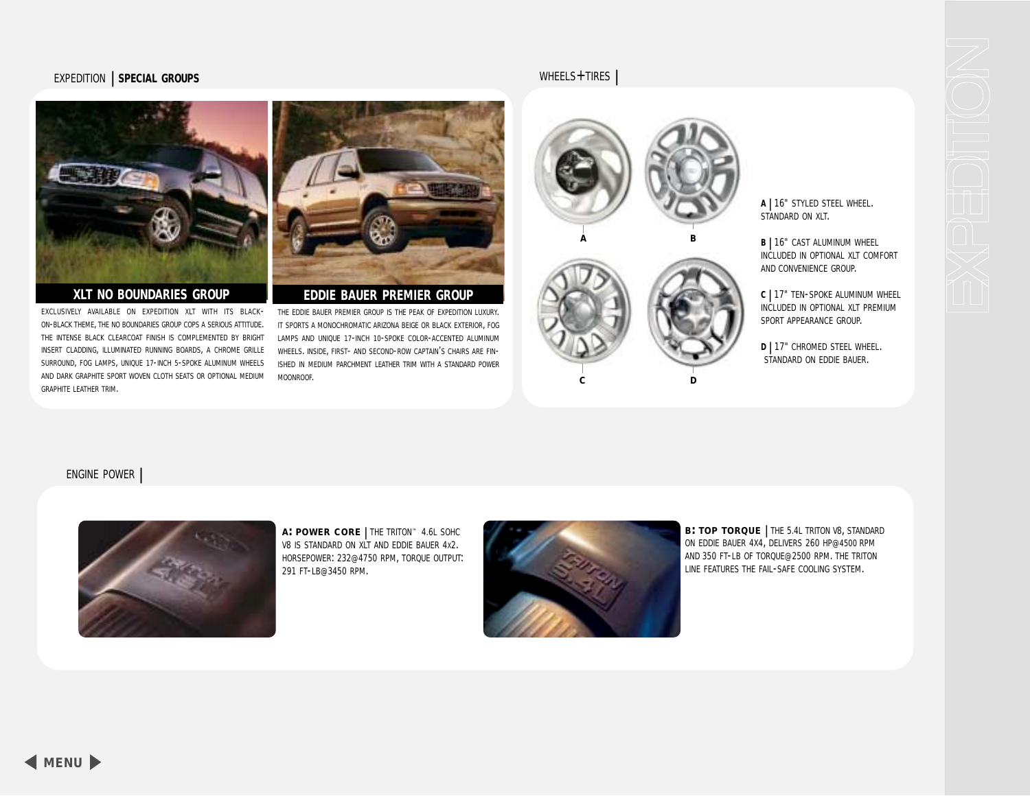## EXPEDITION | SPECIAL GROUPS

### XLT NO BOUNDARIES GROUP

EXCLUSIVELY AVAILABLE ON EXPEDITION XLT WITH ITS BLACK-ON-BLACK THEME, THE NO BOUNDARIES GROUP COPS A SERIOUS ATTITUDE. THE INTENSE BLACK CLEARCOAT FINISH IS COMPLEMENTED BY BRIGHT INSERT CLADDING, ILLUMINATED RUNNING BOARDS, A CHROME GRILLE SURROUND, FOG LAMPS, UNIQUE 17-INCH 5-SPOKE ALUMINUM WHEELS AND DARK GRAPHITE SPORT WOVEN CLOTH SEATS OR OPTIONAL MEDIUM GRAPHITE LEATHER TRIM.

### EDDIE BAUER PREMIER GROUP

THE EDDIE BAUER PREMIER GROUP IS THE PEAK OF EXPEDITION LUXURY. IT SPORTS A MONOCHROMATIC ARIZONA BEIGE OR BLACK EXTERIOR, FOG LAMPS AND UNIQUE 17-INCH 10-SPOKE COLOR-ACCENTED ALUMINUM WHEELS. INSIDE, FIRST- AND SECOND-ROW CAPTAIN'S CHAIRS ARE FINISHED IN MEDIUM PARCHMENT LEATHER TRIM WITH A STANDARD POWER MOONROOF.

## WHEELS+TIRES |

**A** | 16" STYLED STEEL WHEEL. STANDARD ON XLT.

**B** | 16" CAST ALUMINUM WHEEL INCLUDED IN OPTIONAL XLT COMFORT AND CONVENIENCE GROUP.

**C** | 17" TEN-SPOKE ALUMINUM WHEEL INCLUDED IN OPTIONAL XLT PREMIUM SPORT APPEARANCE GROUP.

**D** | 17" CHROMED STEEL WHEEL. STANDARD ON EDDIE BAUER.

## ENGINE POWER |

**A: POWER CORE** | THE TRITON™ 4.6L SOHC V8 IS STANDARD ON XLT AND EDDIE BAUER 4x2. HORSEPOWER: 232@4750 RPM, TORQUE OUTPUT: 291 FT-LB@3450 RPM.

**B: TOP TORQUE** | THE 5.4L TRITON V8, STANDARD ON EDDIE BAUER 4X4, DELIVERS 260 HP@4500 RPM AND 350 FT-LB OF TORQUE@2500 RPM. THE TRITON LINE FEATURES THE FAIL-SAFE COOLING SYSTEM.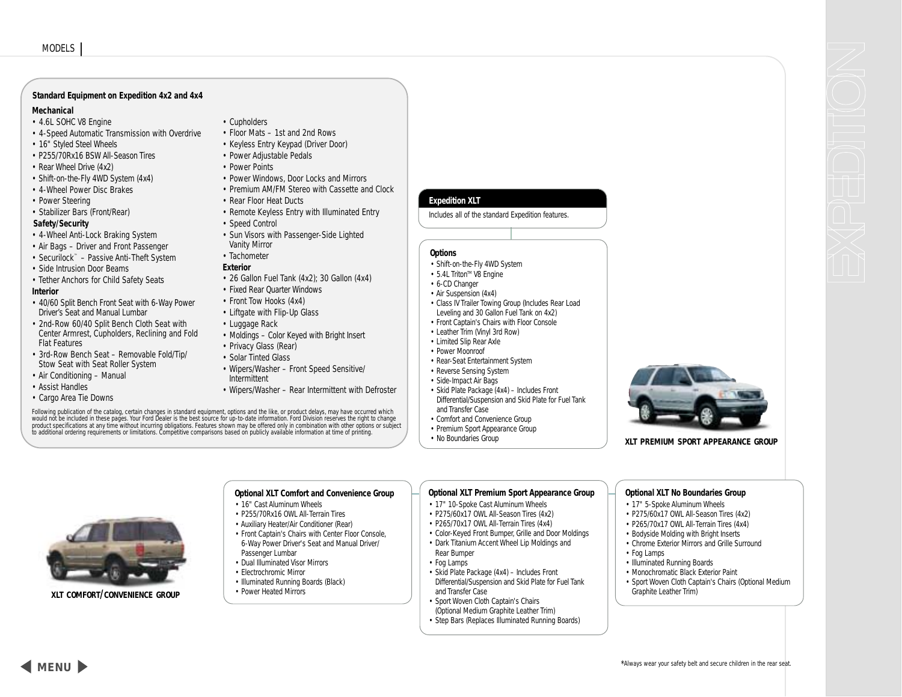## Standard Equipment on Expedition 4x2 and 4x4

### Mechanical
- 4.6L SOHC V8 Engine
- 4-Speed Automatic Transmission with Overdrive
- 16" Styled Steel Wheels
- P255/70Rx16 BSW All-Season Tires
- Rear Wheel Drive (4x2)
- Shift-on-the-Fly 4WD System (4x4)
- 4-Wheel Power Disc Brakes
- Power Steering
- Stabilizer Bars (Front/Rear)

### Safety/Security
- 4-Wheel Anti-Lock Braking System
- Air Bags – Driver and Front Passenger
- Securilock™ – Passive Anti-Theft System
- Side Intrusion Door Beams
- Tether Anchors for Child Safety Seats

### Interior
- 40/60 Split Bench Front Seat with 6-Way Power Driver's Seat and Manual Lumbar
- 2nd-Row 60/40 Split Bench Cloth Seat with Center Armrest, Cupholders, Reclining and Fold Flat Features
- 3rd-Row Bench Seat – Removable Fold/Tip/Stow Seat with Seat Roller System
- Air Conditioning – Manual
- Assist Handles
- Cargo Area Tie Downs
- Cupholders
- Floor Mats – 1st and 2nd Rows
- Keyless Entry Keypad (Driver Door)
- Power Adjustable Pedals
- Power Points
- Power Windows, Door Locks and Mirrors
- Premium AM/FM Stereo with Cassette and Clock
- Rear Floor Heat Ducts
- Remote Keyless Entry with Illuminated Entry
- Speed Control
- Sun Visors with Passenger-Side Lighted Vanity Mirror
- Tachometer

### Exterior
- 26 Gallon Fuel Tank (4x2); 30 Gallon (4x4)
- Fixed Rear Quarter Windows
- Front Tow Hooks (4x4)
- Liftgate with Flip-Up Glass
- Luggage Rack
- Moldings – Color Keyed with Bright Insert
- Privacy Glass (Rear)
- Solar Tinted Glass
- Wipers/Washer – Front Speed Sensitive/Intermittent
- Wipers/Washer – Rear Intermittent with Defroster

Following publication of the catalog, certain changes in standard equipment, options and the like, or product delays, may have occurred which would not be included in these pages. Your Ford Dealer is the best source for up-to-date information. Ford Division reserves the right to change product specifications at any time without incurring obligations. Features shown may be offered only in combination with other options or subject to additional ordering requirements or limitations. Competitive comparisons based on publicly available information at time of printing.

## Expedition XLT

Includes all of the standard Expedition features.

### Options
- Shift-on-the-Fly 4WD System
- 5.4L Triton™ V8 Engine
- 6-CD Changer
- Air Suspension (4x4)
- Class IV Trailer Towing Group (Includes Rear Load Leveling and 30 Gallon Fuel Tank on 4x2)
- Front Captain's Chairs with Floor Console
- Leather Trim (Vinyl 3rd Row)
- Limited Slip Rear Axle
- Power Moonroof
- Rear-Seat Entertainment System
- Reverse Sensing System
- Side-Impact Air Bags
- Skid Plate Package (4x4) – Includes Front Differential/Suspension and Skid Plate for Fuel Tank and Transfer Case
- Comfort and Convenience Group
- Premium Sport Appearance Group
- No Boundaries Group

XLT PREMIUM SPORT APPEARANCE GROUP

XLT COMFORT/CONVENIENCE GROUP

### Optional XLT Comfort and Convenience Group
- 16" Cast Aluminum Wheels
- P255/70Rx16 OWL All-Terrain Tires
- Auxiliary Heater/Air Conditioner (Rear)
- Front Captain's Chairs with Center Floor Console, 6-Way Power Driver's Seat and Manual Driver/Passenger Lumbar
- Dual Illuminated Visor Mirrors
- Electrochromic Mirror
- Illuminated Running Boards (Black)
- Power Heated Mirrors

### Optional XLT Premium Sport Appearance Group
- 17" 10-Spoke Cast Aluminum Wheels
- P275/60x17 OWL All-Season Tires (4x2)
- P265/70x17 OWL All-Terrain Tires (4x4)
- Color-Keyed Front Bumper, Grille and Door Moldings
- Dark Titanium Accent Wheel Lip Moldings and Rear Bumper
- Fog Lamps
- Skid Plate Package (4x4) – Includes Front Differential/Suspension and Skid Plate for Fuel Tank and Transfer Case
- Sport Woven Cloth Captain's Chairs (Optional Medium Graphite Leather Trim)
- Step Bars (Replaces Illuminated Running Boards)

### Optional XLT No Boundaries Group
- 17" 5-Spoke Aluminum Wheels
- P275/60x17 OWL All-Season Tires (4x2)
- P265/70x17 OWL All-Terrain Tires (4x4)
- Bodyside Molding with Bright Inserts
- Chrome Exterior Mirrors and Grille Surround
- Fog Lamps
- Illuminated Running Boards
- Monochromatic Black Exterior Paint
- Sport Woven Cloth Captain's Chairs (Optional Medium Graphite Leather Trim)

*Always wear your safety belt and secure children in the rear seat.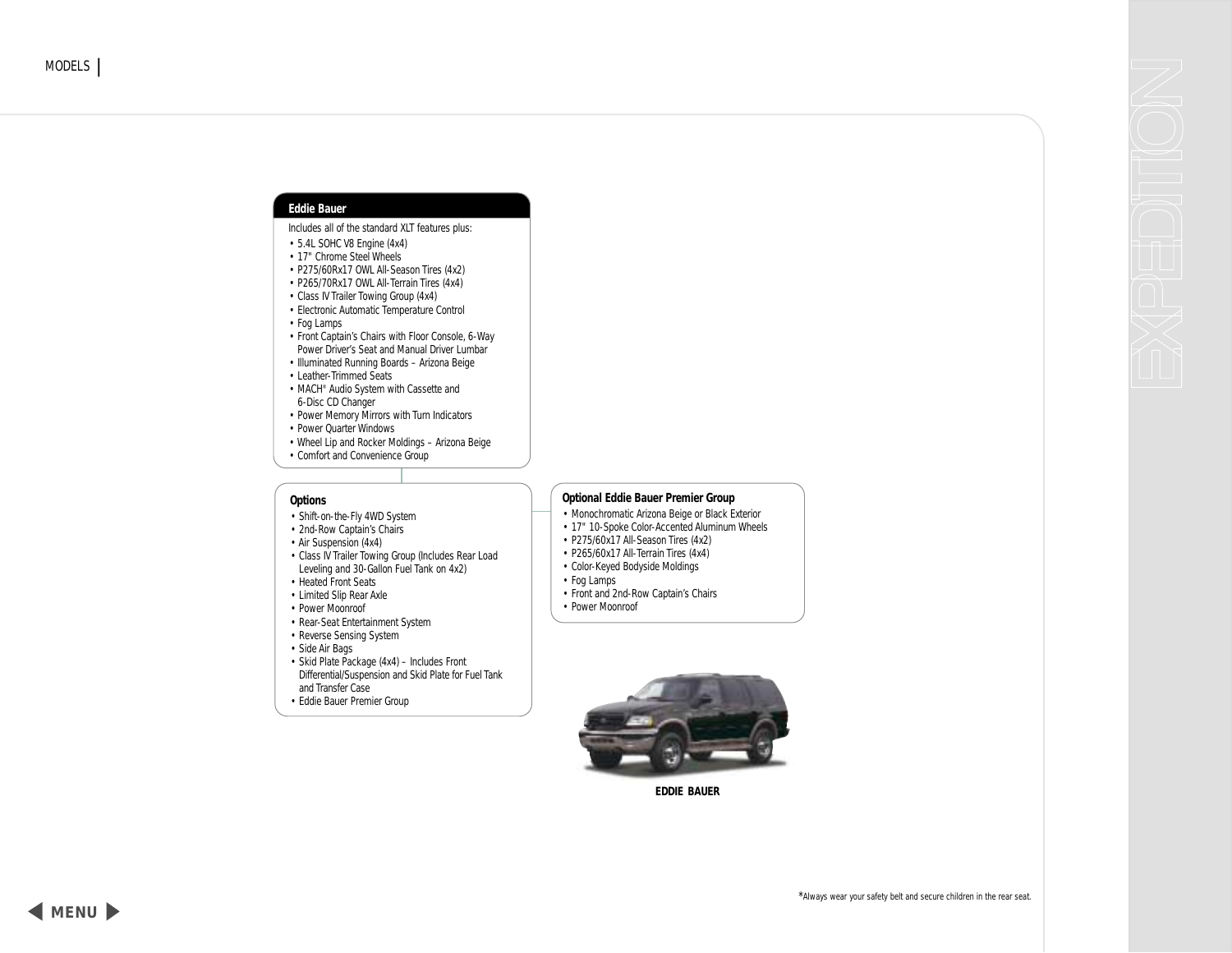## Eddie Bauer

Includes all of the standard XLT features plus:

- 5.4L SOHC V8 Engine (4x4)
- 17" Chrome Steel Wheels
- P275/60Rx17 OWL All-Season Tires (4x2)
- P265/70Rx17 OWL All-Terrain Tires (4x4)
- Class IV Trailer Towing Group (4x4)
- Electronic Automatic Temperature Control
- Fog Lamps
- Front Captain's Chairs with Floor Console, 6-Way Power Driver's Seat and Manual Driver Lumbar
- Illuminated Running Boards – Arizona Beige
- Leather-Trimmed Seats
- MACH® Audio System with Cassette and 6-Disc CD Changer
- Power Memory Mirrors with Turn Indicators
- Power Quarter Windows
- Wheel Lip and Rocker Moldings – Arizona Beige
- Comfort and Convenience Group

### Options

- Shift-on-the-Fly 4WD System
- 2nd-Row Captain's Chairs
- Air Suspension (4x4)
- Class IV Trailer Towing Group (Includes Rear Load Leveling and 30-Gallon Fuel Tank on 4x2)
- Heated Front Seats
- Limited Slip Rear Axle
- Power Moonroof
- Rear-Seat Entertainment System
- Reverse Sensing System
- Side Air Bags
- Skid Plate Package (4x4) – Includes Front Differential/Suspension and Skid Plate for Fuel Tank and Transfer Case
- Eddie Bauer Premier Group

### Optional Eddie Bauer Premier Group

- Monochromatic Arizona Beige or Black Exterior
- 17" 10-Spoke Color-Accented Aluminum Wheels
- P275/60x17 All-Season Tires (4x2)
- P265/60x17 All-Terrain Tires (4x4)
- Color-Keyed Bodyside Moldings
- Fog Lamps
- Front and 2nd-Row Captain's Chairs
- Power Moonroof

EDDIE BAUER

*Always wear your safety belt and secure children in the rear seat.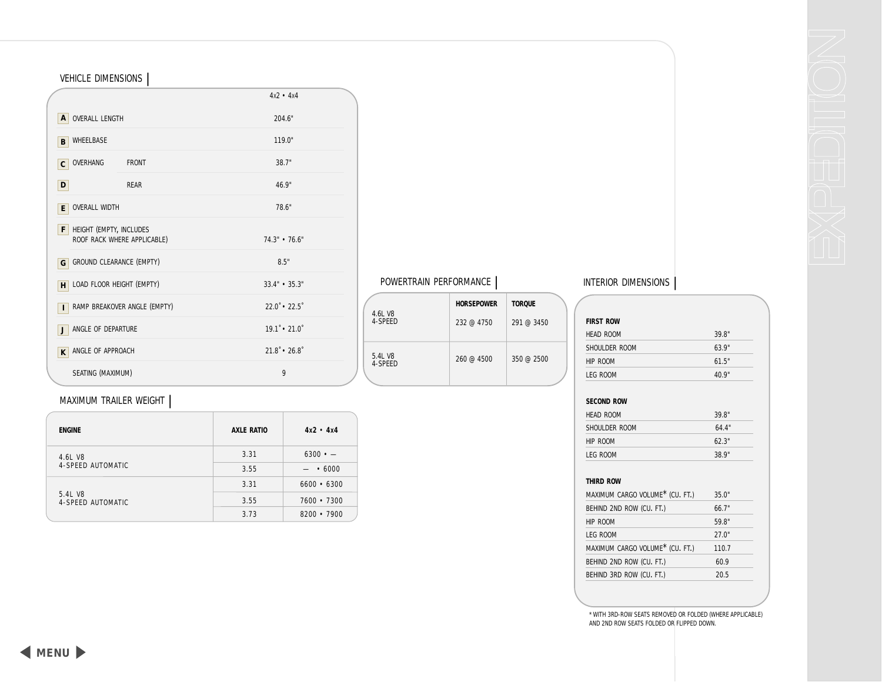## VEHICLE DIMENSIONS

| | | 4x2 • 4x4 |
|---|---|---|
| A | OVERALL LENGTH | 204.6" |
| B | WHEELBASE | 119.0" |
| C | OVERHANG FRONT | 38.7" |
| D | REAR | 46.9" |
| E | OVERALL WIDTH | 78.6" |
| F | HEIGHT (EMPTY, INCLUDES ROOF RACK WHERE APPLICABLE) | 74.3" • 76.6" |
| G | GROUND CLEARANCE (EMPTY) | 8.5" |
| H | LOAD FLOOR HEIGHT (EMPTY) | 33.4" • 35.3" |
| I | RAMP BREAKOVER ANGLE (EMPTY) | 22.0˚ • 22.5˚ |
| J | ANGLE OF DEPARTURE | 19.1˚ • 21.0˚ |
| K | ANGLE OF APPROACH | 21.8˚ • 26.8˚ |
| | SEATING (MAXIMUM) | 9 |

## MAXIMUM TRAILER WEIGHT

| ENGINE | AXLE RATIO | 4x2 • 4x4 |
|---|---|---|
| 4.6L V8 4-SPEED AUTOMATIC | 3.31 | 6300 • — |
| | 3.55 | — • 6000 |
| 5.4L V8 4-SPEED AUTOMATIC | 3.31 | 6600 • 6300 |
| | 3.55 | 7600 • 7300 |
| | 3.73 | 8200 • 7900 |

## POWERTRAIN PERFORMANCE

| | HORSEPOWER | TORQUE |
|---|---|---|
| 4.6L V8 4-SPEED | 232 @ 4750 | 291 @ 3450 |
| 5.4L V8 4-SPEED | 260 @ 4500 | 350 @ 2500 |

## INTERIOR DIMENSIONS

| **FIRST ROW** | |
|---|---|
| HEAD ROOM | 39.8" |
| SHOULDER ROOM | 63.9" |
| HIP ROOM | 61.5" |
| LEG ROOM | 40.9" |
| **SECOND ROW** | |
| HEAD ROOM | 39.8" |
| SHOULDER ROOM | 64.4" |
| HIP ROOM | 62.3" |
| LEG ROOM | 38.9" |
| **THIRD ROW** | |
| MAXIMUM CARGO VOLUME* (CU. FT.) | 35.0" |
| BEHIND 2ND ROW (CU. FT.) | 66.7" |
| HIP ROOM | 59.8" |
| LEG ROOM | 27.0" |
| MAXIMUM CARGO VOLUME* (CU. FT.) | 110.7 |
| BEHIND 2ND ROW (CU. FT.) | 60.9 |
| BEHIND 3RD ROW (CU. FT.) | 20.5 |

* WITH 3RD-ROW SEATS REMOVED OR FOLDED (WHERE APPLICABLE) AND 2ND ROW SEATS FOLDED OR FLIPPED DOWN.

EXPEDITION

MENU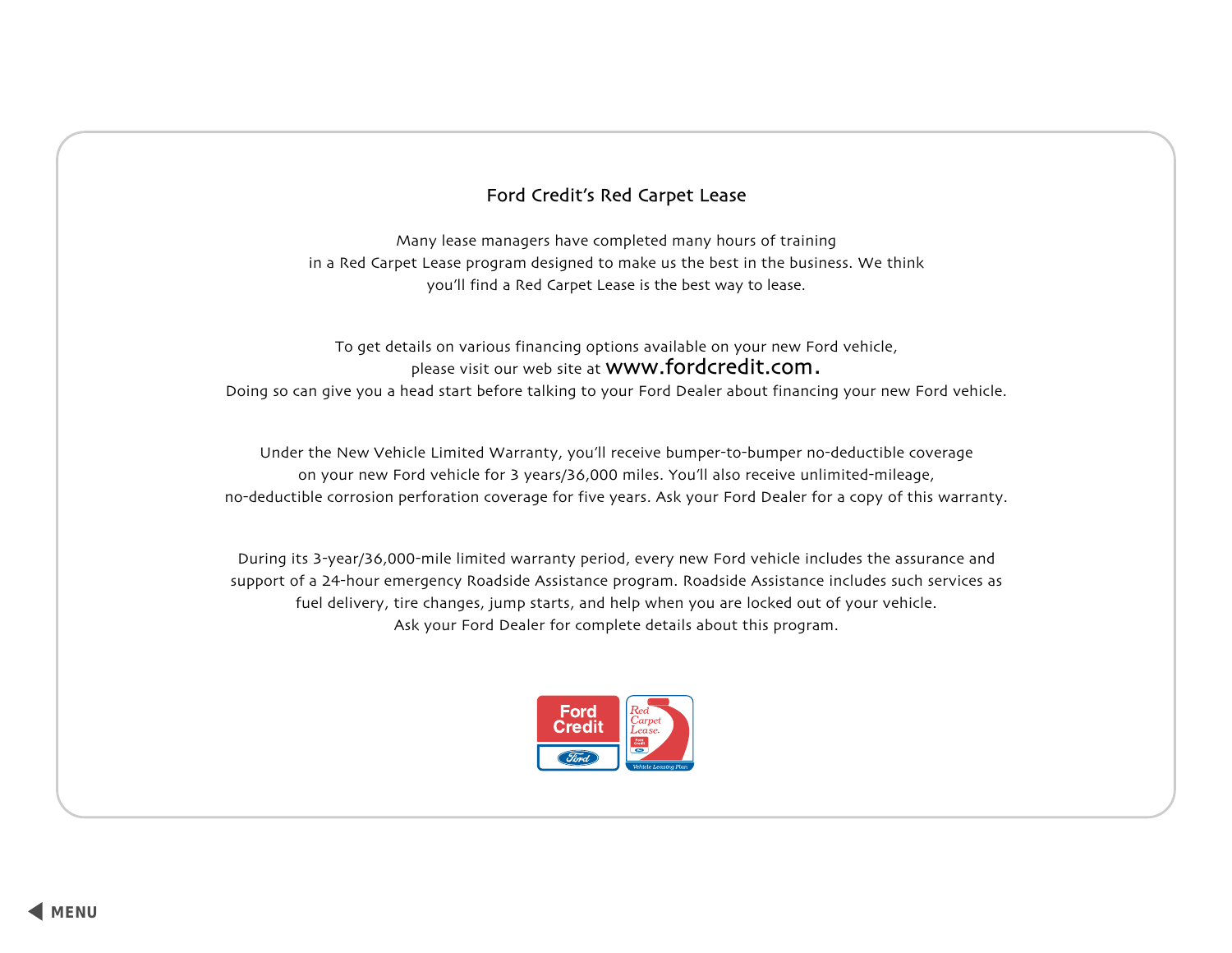## Ford Credit's Red Carpet Lease

Many lease managers have completed many hours of training in a Red Carpet Lease program designed to make us the best in the business. We think you'll find a Red Carpet Lease is the best way to lease.

To get details on various financing options available on your new Ford vehicle, please visit our web site at **www.fordcredit.com.** Doing so can give you a head start before talking to your Ford Dealer about financing your new Ford vehicle.

Under the New Vehicle Limited Warranty, you'll receive bumper-to-bumper no-deductible coverage on your new Ford vehicle for 3 years/36,000 miles. You'll also receive unlimited-mileage, no-deductible corrosion perforation coverage for five years. Ask your Ford Dealer for a copy of this warranty.

During its 3-year/36,000-mile limited warranty period, every new Ford vehicle includes the assurance and support of a 24-hour emergency Roadside Assistance program. Roadside Assistance includes such services as fuel delivery, tire changes, jump starts, and help when you are locked out of your vehicle. Ask your Ford Dealer for complete details about this program.

Ford Credit

Red Carpet Lease. Vehicle Leasing Plan

MENU